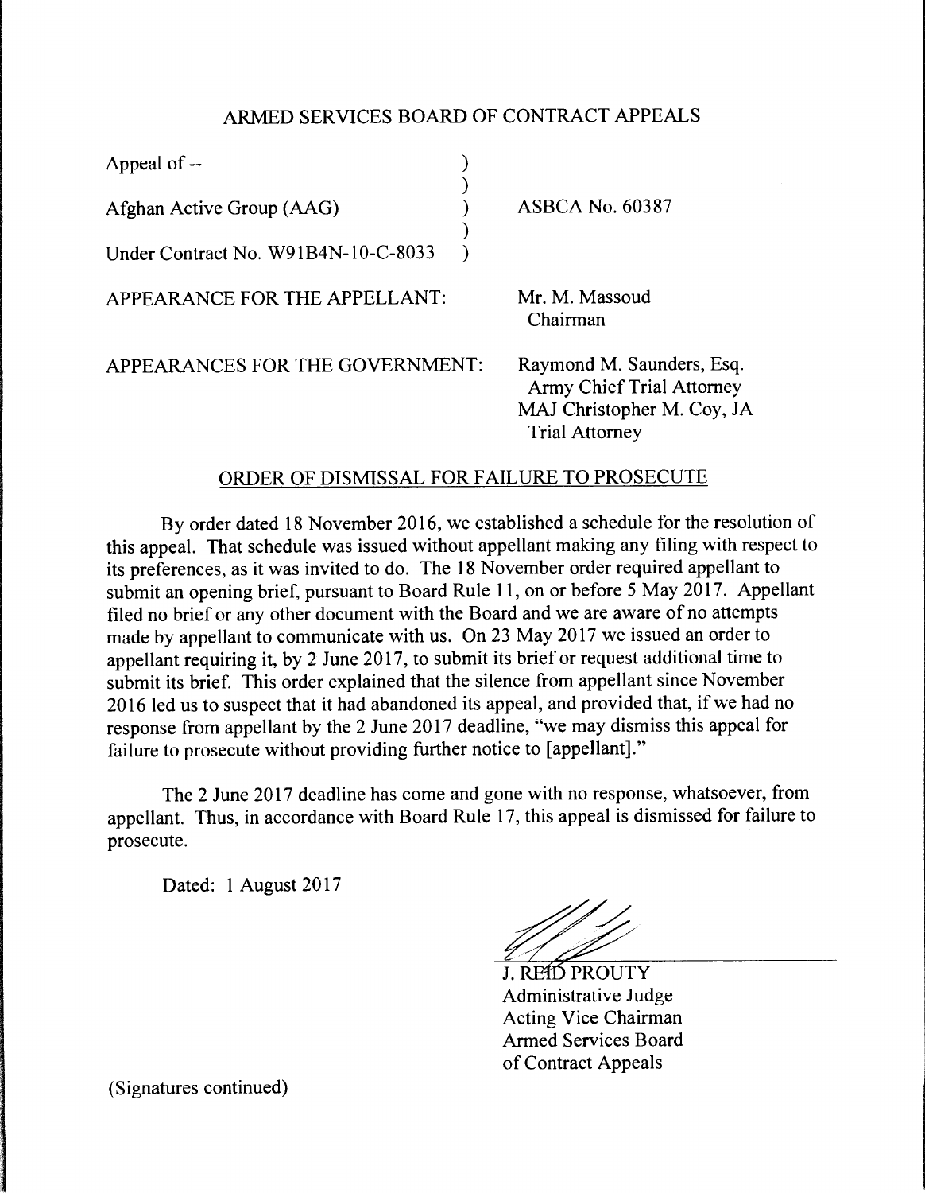ARMED SERVICES BOARD OF CONTRACT APPEALS

| | | |
|---|---|---|
| Appeal of -- | ) | |
| | ) | |
| Afghan Active Group (AAG) | ) | ASBCA No. 60387 |
| | ) | |
| Under Contract No. W91B4N-10-C-8033 | ) | |

APPEARANCE FOR THE APPELLANT: Mr. M. Massoud
Chairman

APPEARANCES FOR THE GOVERNMENT: Raymond M. Saunders, Esq.
Army Chief Trial Attorney
MAJ Christopher M. Coy, JA
Trial Attorney

ORDER OF DISMISSAL FOR FAILURE TO PROSECUTE

By order dated 18 November 2016, we established a schedule for the resolution of this appeal. That schedule was issued without appellant making any filing with respect to its preferences, as it was invited to do. The 18 November order required appellant to submit an opening brief, pursuant to Board Rule 11, on or before 5 May 2017. Appellant filed no brief or any other document with the Board and we are aware of no attempts made by appellant to communicate with us. On 23 May 2017 we issued an order to appellant requiring it, by 2 June 2017, to submit its brief or request additional time to submit its brief. This order explained that the silence from appellant since November 2016 led us to suspect that it had abandoned its appeal, and provided that, if we had no response from appellant by the 2 June 2017 deadline, "we may dismiss this appeal for failure to prosecute without providing further notice to [appellant]."

The 2 June 2017 deadline has come and gone with no response, whatsoever, from appellant. Thus, in accordance with Board Rule 17, this appeal is dismissed for failure to prosecute.

Dated: 1 August 2017

J. REID PROUTY
Administrative Judge
Acting Vice Chairman
Armed Services Board
of Contract Appeals

(Signatures continued)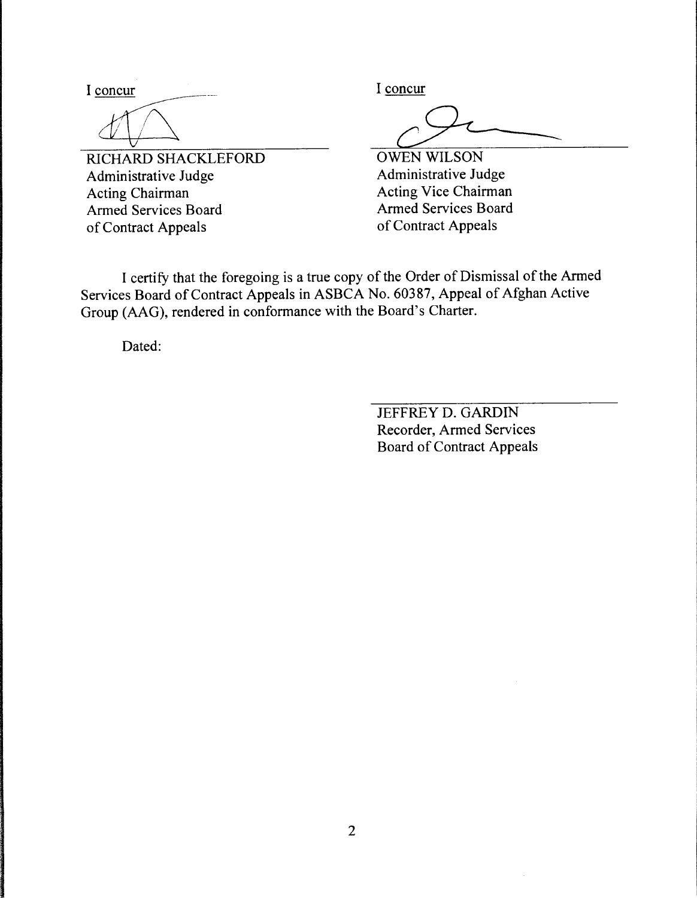I concur

RICHARD SHACKLEFORD
Administrative Judge
Acting Chairman
Armed Services Board
of Contract Appeals

I concur

OWEN WILSON
Administrative Judge
Acting Vice Chairman
Armed Services Board
of Contract Appeals

I certify that the foregoing is a true copy of the Order of Dismissal of the Armed Services Board of Contract Appeals in ASBCA No. 60387, Appeal of Afghan Active Group (AAG), rendered in conformance with the Board's Charter.

Dated:

JEFFREY D. GARDIN
Recorder, Armed Services
Board of Contract Appeals